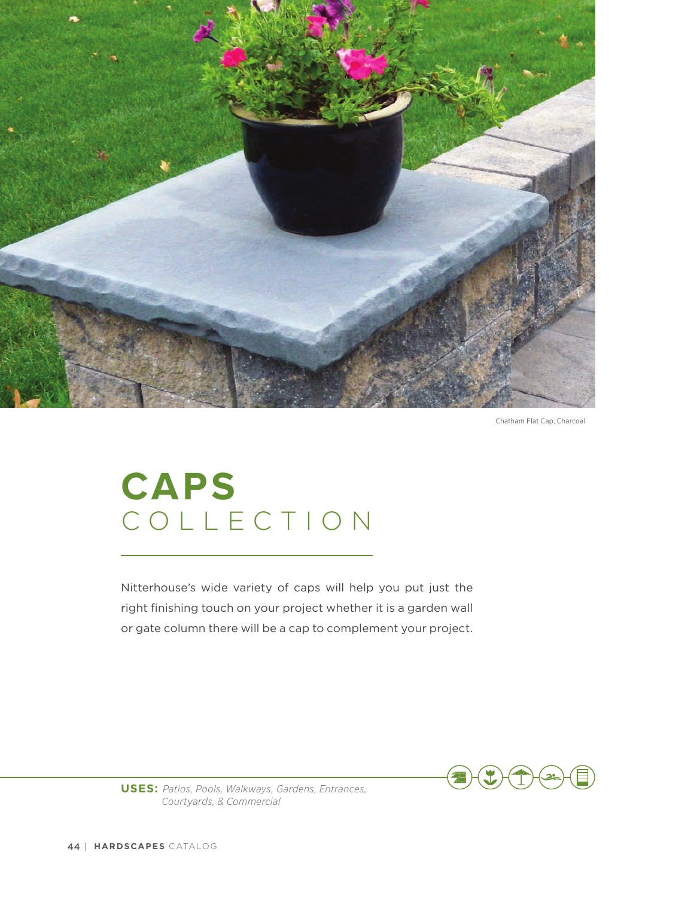Chatham Flat Cap, Charcoal

# CAPS COLLECTION

Nitterhouse's wide variety of caps will help you put just the right finishing touch on your project whether it is a garden wall or gate column there will be a cap to complement your project.

**USES:** *Patios, Pools, Walkways, Gardens, Entrances, Courtyards, & Commercial*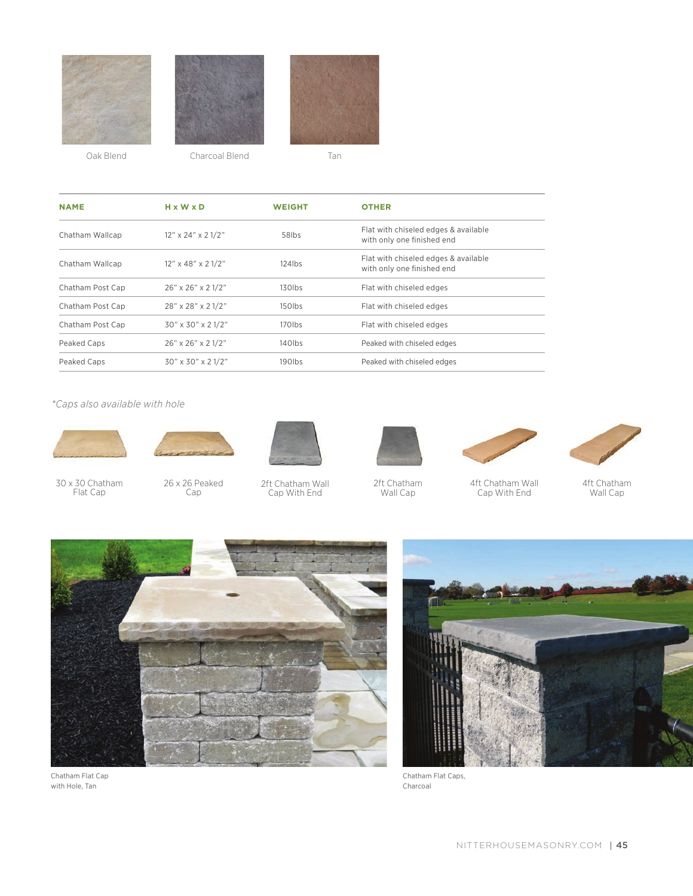Oak Blend

Charcoal Blend

Tan

| NAME | H x W x D | WEIGHT | OTHER |
|---|---|---|---|
| Chatham Wallcap | 12" x 24" x 2 1/2" | 58lbs | Flat with chiseled edges & available with only one finished end |
| Chatham Wallcap | 12" x 48" x 2 1/2" | 124lbs | Flat with chiseled edges & available with only one finished end |
| Chatham Post Cap | 26" x 26" x 2 1/2" | 130lbs | Flat with chiseled edges |
| Chatham Post Cap | 28" x 28" x 2 1/2" | 150lbs | Flat with chiseled edges |
| Chatham Post Cap | 30" x 30" x 2 1/2" | 170lbs | Flat with chiseled edges |
| Peaked Caps | 26" x 26" x 2 1/2" | 140lbs | Peaked with chiseled edges |
| Peaked Caps | 30" x 30" x 2 1/2" | 190lbs | Peaked with chiseled edges |

*\*Caps also available with hole*

30 x 30 Chatham Flat Cap

26 x 26 Peaked Cap

2ft Chatham Wall Cap With End

2ft Chatham Wall Cap

4ft Chatham Wall Cap With End

4ft Chatham Wall Cap

Chatham Flat Cap with Hole, Tan

Chatham Flat Caps, Charcoal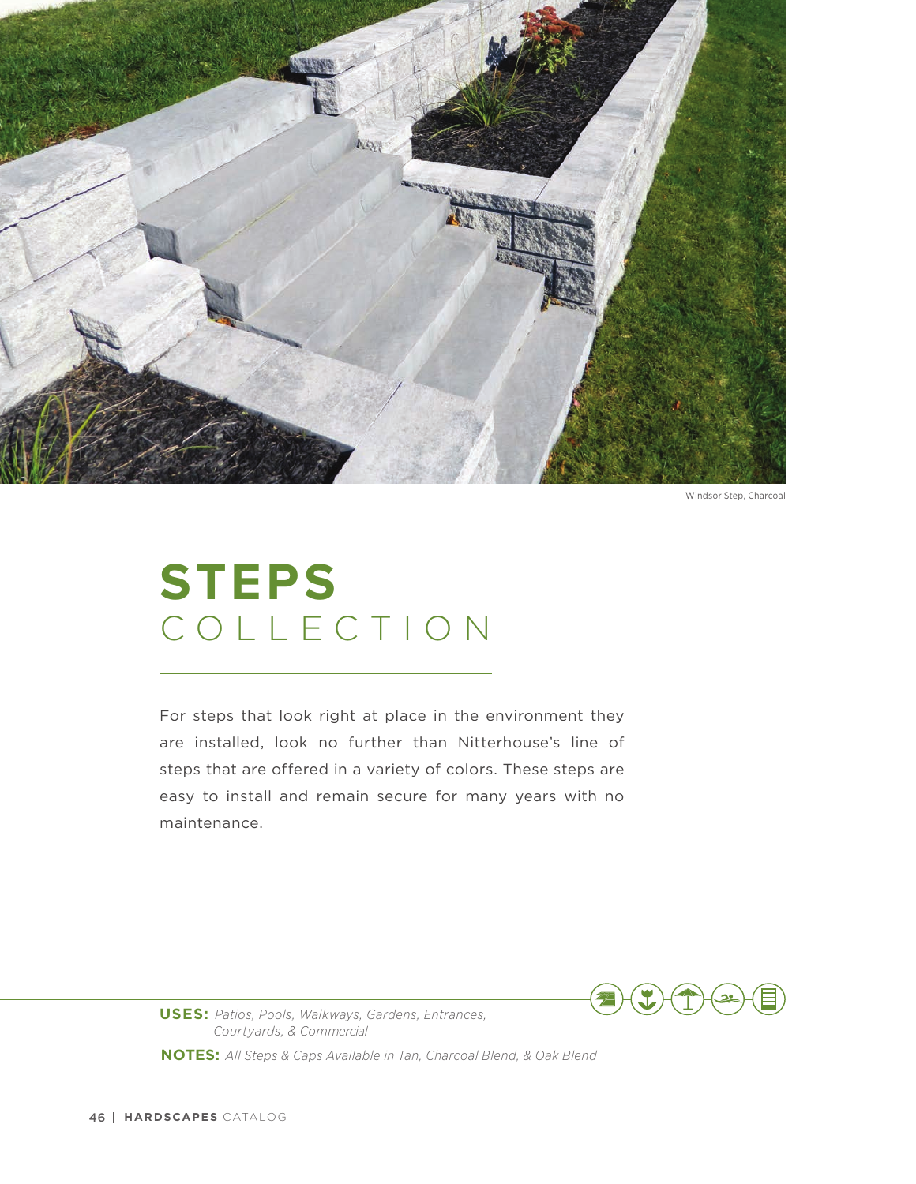Windsor Step, Charcoal

# STEPS
## COLLECTION

For steps that look right at place in the environment they are installed, look no further than Nitterhouse's line of steps that are offered in a variety of colors. These steps are easy to install and remain secure for many years with no maintenance.

**USES:** *Patios, Pools, Walkways, Gardens, Entrances, Courtyards, & Commercial*

**NOTES:** *All Steps & Caps Available in Tan, Charcoal Blend, & Oak Blend*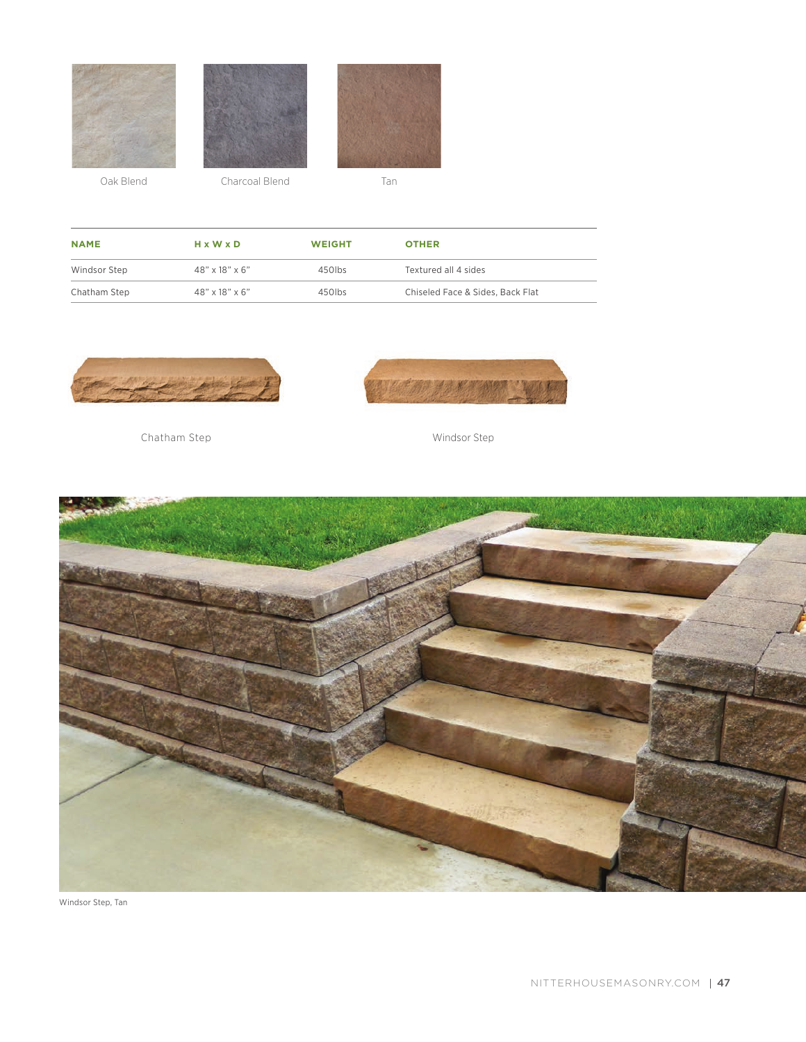Oak Blend

Charcoal Blend

Tan

| NAME | H x W x D | WEIGHT | OTHER |
| --- | --- | --- | --- |
| Windsor Step | 48" x 18" x 6" | 450lbs | Textured all 4 sides |
| Chatham Step | 48" x 18" x 6" | 450lbs | Chiseled Face & Sides, Back Flat |

Chatham Step

Windsor Step

Windsor Step, Tan